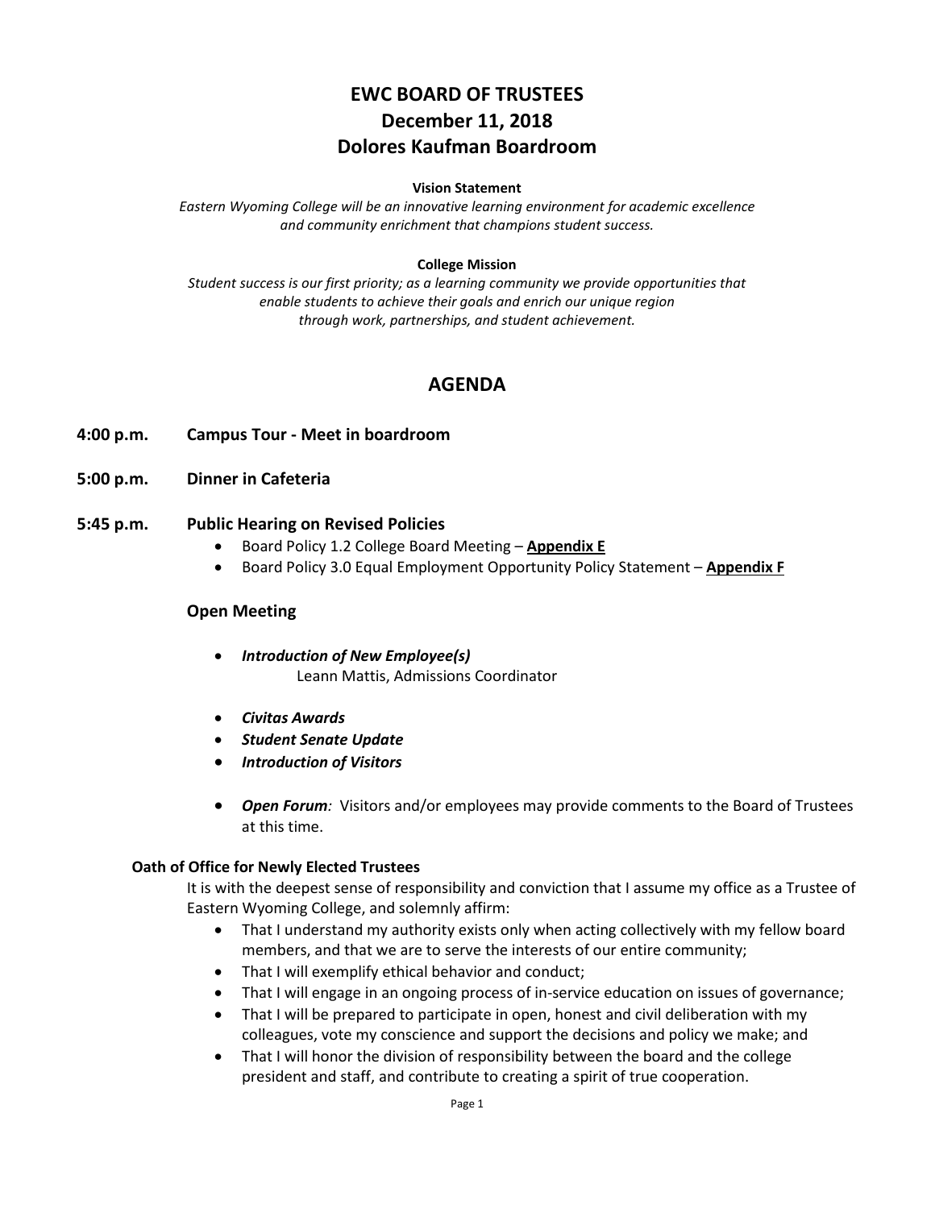# EWC BOARD OF TRUSTEES
# December 11, 2018
# Dolores Kaufman Boardroom

**Vision Statement**

*Eastern Wyoming College will be an innovative learning environment for academic excellence and community enrichment that champions student success.*

**College Mission**

*Student success is our first priority; as a learning community we provide opportunities that enable students to achieve their goals and enrich our unique region through work, partnerships, and student achievement.*

## AGENDA

**4:00 p.m. Campus Tour - Meet in boardroom**

**5:00 p.m. Dinner in Cafeteria**

**5:45 p.m. Public Hearing on Revised Policies**

- Board Policy 1.2 College Board Meeting – **Appendix E**
- Board Policy 3.0 Equal Employment Opportunity Policy Statement – **Appendix F**

### Open Meeting

- ***Introduction of New Employee(s)***
  Leann Mattis, Admissions Coordinator
- ***Civitas Awards***
- ***Student Senate Update***
- ***Introduction of Visitors***
- ***Open Forum**:* Visitors and/or employees may provide comments to the Board of Trustees at this time.

**Oath of Office for Newly Elected Trustees**

It is with the deepest sense of responsibility and conviction that I assume my office as a Trustee of Eastern Wyoming College, and solemnly affirm:

- That I understand my authority exists only when acting collectively with my fellow board members, and that we are to serve the interests of our entire community;
- That I will exemplify ethical behavior and conduct;
- That I will engage in an ongoing process of in-service education on issues of governance;
- That I will be prepared to participate in open, honest and civil deliberation with my colleagues, vote my conscience and support the decisions and policy we make; and
- That I will honor the division of responsibility between the board and the college president and staff, and contribute to creating a spirit of true cooperation.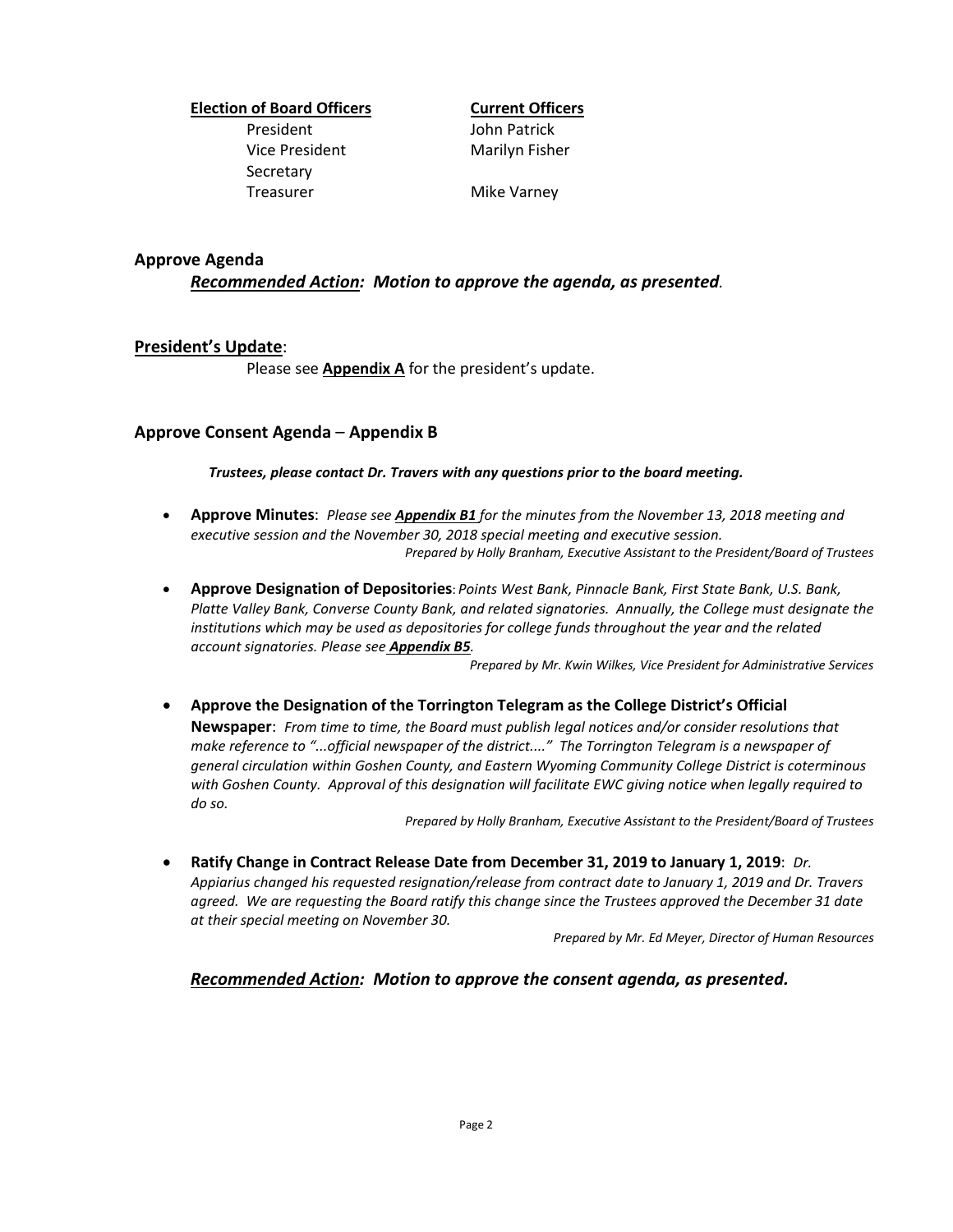| **Election of Board Officers** | **Current Officers** |
|---|---|
| President | John Patrick |
| Vice President | Marilyn Fisher |
| Secretary | |
| Treasurer | Mike Varney |

## Approve Agenda

***Recommended Action:*** ***Motion to approve the agenda, as presented.***

## President's Update:

Please see **Appendix A** for the president's update.

## Approve Consent Agenda – Appendix B

***Trustees, please contact Dr. Travers with any questions prior to the board meeting.***

- **Approve Minutes**: *Please see* ***Appendix B1*** *for the minutes from the November 13, 2018 meeting and executive session and the November 30, 2018 special meeting and executive session.*
  *Prepared by Holly Branham, Executive Assistant to the President/Board of Trustees*

- **Approve Designation of Depositories**: *Points West Bank, Pinnacle Bank, First State Bank, U.S. Bank, Platte Valley Bank, Converse County Bank, and related signatories. Annually, the College must designate the institutions which may be used as depositories for college funds throughout the year and the related account signatories. Please see* ***Appendix B5****.*
  *Prepared by Mr. Kwin Wilkes, Vice President for Administrative Services*

- **Approve the Designation of the Torrington Telegram as the College District's Official Newspaper**: *From time to time, the Board must publish legal notices and/or consider resolutions that make reference to "...official newspaper of the district...." The Torrington Telegram is a newspaper of general circulation within Goshen County, and Eastern Wyoming Community College District is coterminous with Goshen County. Approval of this designation will facilitate EWC giving notice when legally required to do so.*
  *Prepared by Holly Branham, Executive Assistant to the President/Board of Trustees*

- **Ratify Change in Contract Release Date from December 31, 2019 to January 1, 2019**: *Dr. Appiarius changed his requested resignation/release from contract date to January 1, 2019 and Dr. Travers agreed. We are requesting the Board ratify this change since the Trustees approved the December 31 date at their special meeting on November 30.*
  *Prepared by Mr. Ed Meyer, Director of Human Resources*

***Recommended Action:*** ***Motion to approve the consent agenda, as presented.***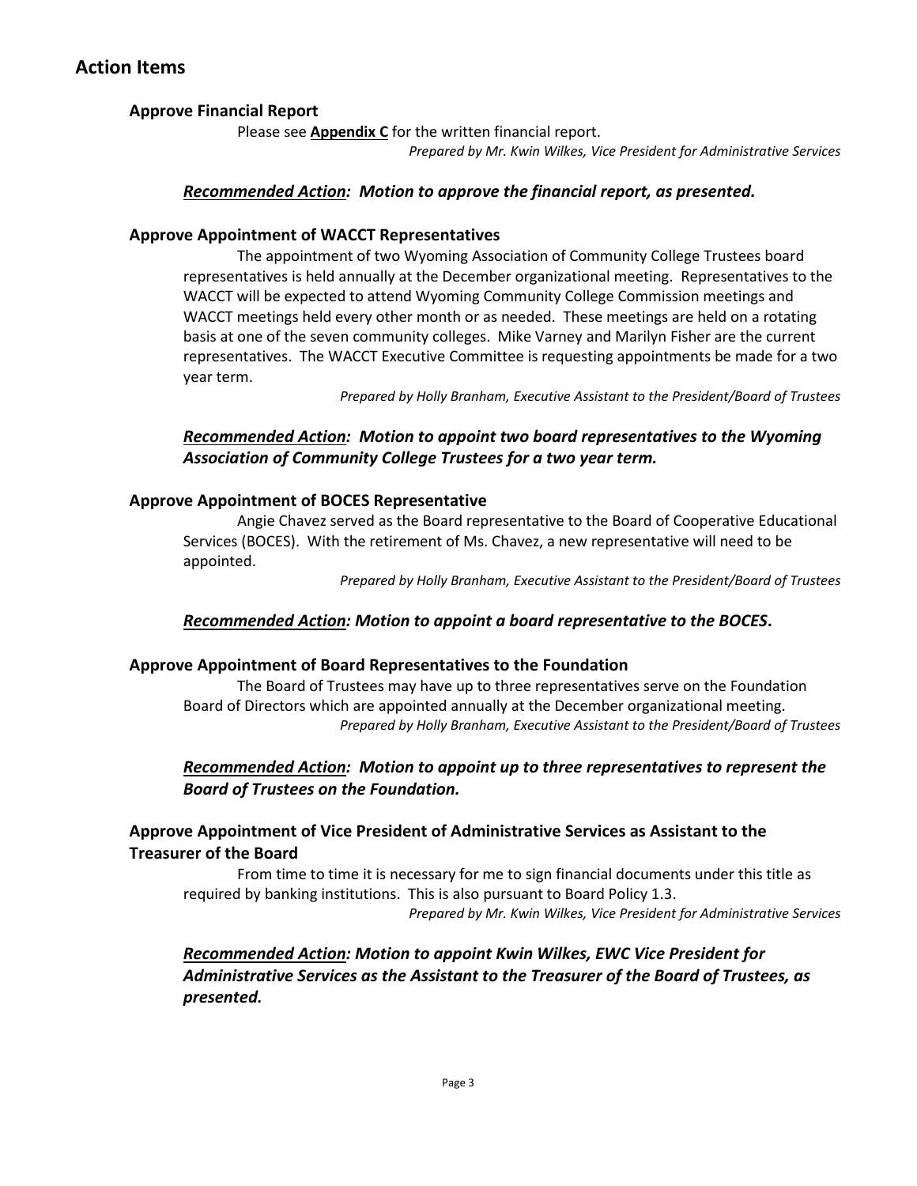## Action Items

### Approve Financial Report

Please see **Appendix C** for the written financial report.

*Prepared by Mr. Kwin Wilkes, Vice President for Administrative Services*

***Recommended Action:* Motion to approve the financial report, as presented.**

### Approve Appointment of WACCT Representatives

The appointment of two Wyoming Association of Community College Trustees board representatives is held annually at the December organizational meeting. Representatives to the WACCT will be expected to attend Wyoming Community College Commission meetings and WACCT meetings held every other month or as needed. These meetings are held on a rotating basis at one of the seven community colleges. Mike Varney and Marilyn Fisher are the current representatives. The WACCT Executive Committee is requesting appointments be made for a two year term.

*Prepared by Holly Branham, Executive Assistant to the President/Board of Trustees*

***Recommended Action:* Motion to appoint two board representatives to the Wyoming Association of Community College Trustees for a two year term.**

### Approve Appointment of BOCES Representative

Angie Chavez served as the Board representative to the Board of Cooperative Educational Services (BOCES). With the retirement of Ms. Chavez, a new representative will need to be appointed.

*Prepared by Holly Branham, Executive Assistant to the President/Board of Trustees*

***Recommended Action:* Motion to appoint a board representative to the BOCES.**

### Approve Appointment of Board Representatives to the Foundation

The Board of Trustees may have up to three representatives serve on the Foundation Board of Directors which are appointed annually at the December organizational meeting.

*Prepared by Holly Branham, Executive Assistant to the President/Board of Trustees*

***Recommended Action:* Motion to appoint up to three representatives to represent the Board of Trustees on the Foundation.**

### Approve Appointment of Vice President of Administrative Services as Assistant to the Treasurer of the Board

From time to time it is necessary for me to sign financial documents under this title as required by banking institutions. This is also pursuant to Board Policy 1.3.

*Prepared by Mr. Kwin Wilkes, Vice President for Administrative Services*

***Recommended Action:* Motion to appoint Kwin Wilkes, EWC Vice President for Administrative Services as the Assistant to the Treasurer of the Board of Trustees, as presented.**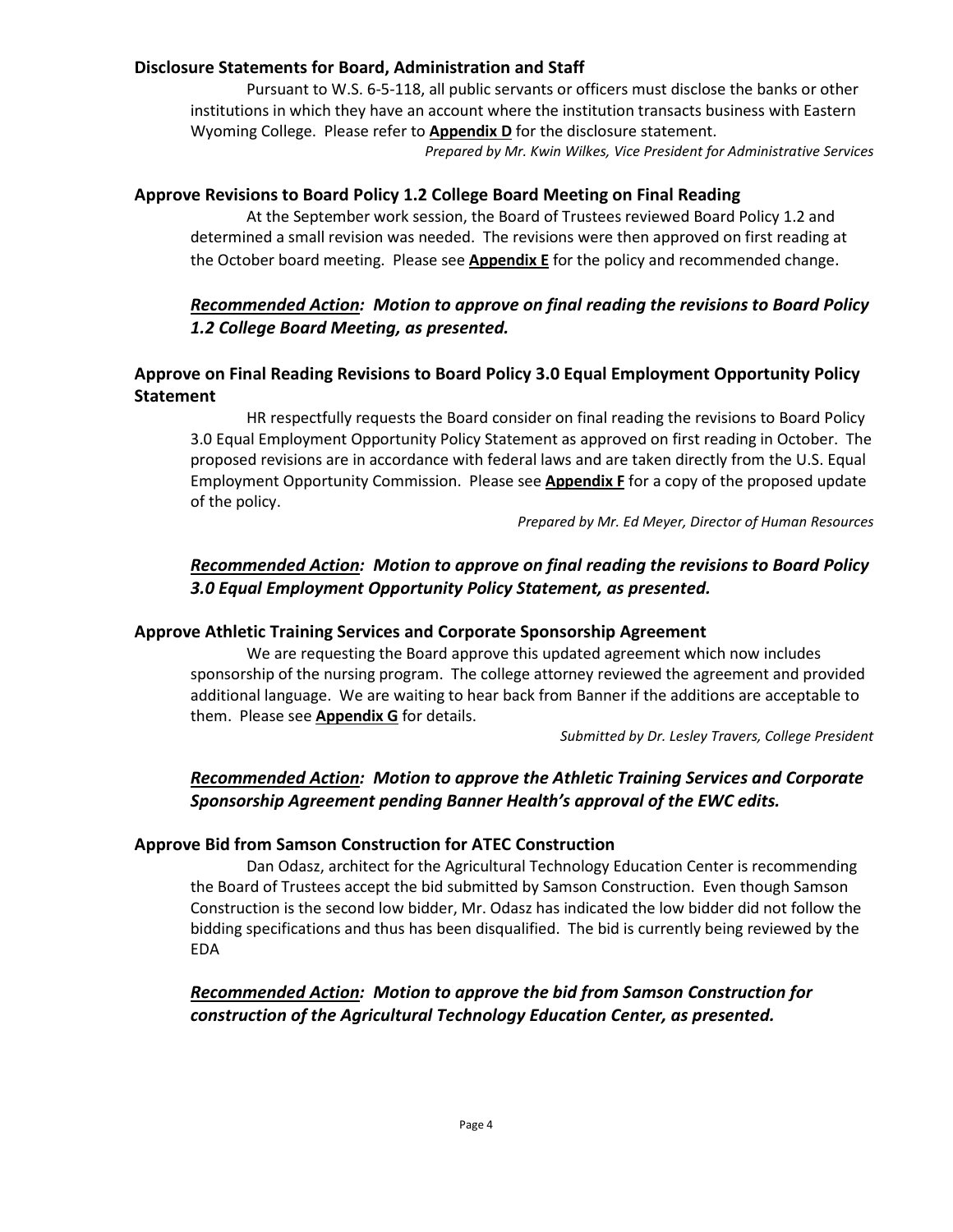### Disclosure Statements for Board, Administration and Staff

Pursuant to W.S. 6-5-118, all public servants or officers must disclose the banks or other institutions in which they have an account where the institution transacts business with Eastern Wyoming College. Please refer to **Appendix D** for the disclosure statement.

*Prepared by Mr. Kwin Wilkes, Vice President for Administrative Services*

### Approve Revisions to Board Policy 1.2 College Board Meeting on Final Reading

At the September work session, the Board of Trustees reviewed Board Policy 1.2 and determined a small revision was needed. The revisions were then approved on first reading at the October board meeting. Please see **Appendix E** for the policy and recommended change.

***Recommended Action:* *Motion to approve on final reading the revisions to Board Policy 1.2 College Board Meeting, as presented.***

### Approve on Final Reading Revisions to Board Policy 3.0 Equal Employment Opportunity Policy Statement

HR respectfully requests the Board consider on final reading the revisions to Board Policy 3.0 Equal Employment Opportunity Policy Statement as approved on first reading in October. The proposed revisions are in accordance with federal laws and are taken directly from the U.S. Equal Employment Opportunity Commission. Please see **Appendix F** for a copy of the proposed update of the policy.

*Prepared by Mr. Ed Meyer, Director of Human Resources*

***Recommended Action:* *Motion to approve on final reading the revisions to Board Policy 3.0 Equal Employment Opportunity Policy Statement, as presented.***

### Approve Athletic Training Services and Corporate Sponsorship Agreement

We are requesting the Board approve this updated agreement which now includes sponsorship of the nursing program. The college attorney reviewed the agreement and provided additional language. We are waiting to hear back from Banner if the additions are acceptable to them. Please see **Appendix G** for details.

*Submitted by Dr. Lesley Travers, College President*

***Recommended Action:* *Motion to approve the Athletic Training Services and Corporate Sponsorship Agreement pending Banner Health's approval of the EWC edits.***

### Approve Bid from Samson Construction for ATEC Construction

Dan Odasz, architect for the Agricultural Technology Education Center is recommending the Board of Trustees accept the bid submitted by Samson Construction. Even though Samson Construction is the second low bidder, Mr. Odasz has indicated the low bidder did not follow the bidding specifications and thus has been disqualified. The bid is currently being reviewed by the EDA

***Recommended Action:* *Motion to approve the bid from Samson Construction for construction of the Agricultural Technology Education Center, as presented.***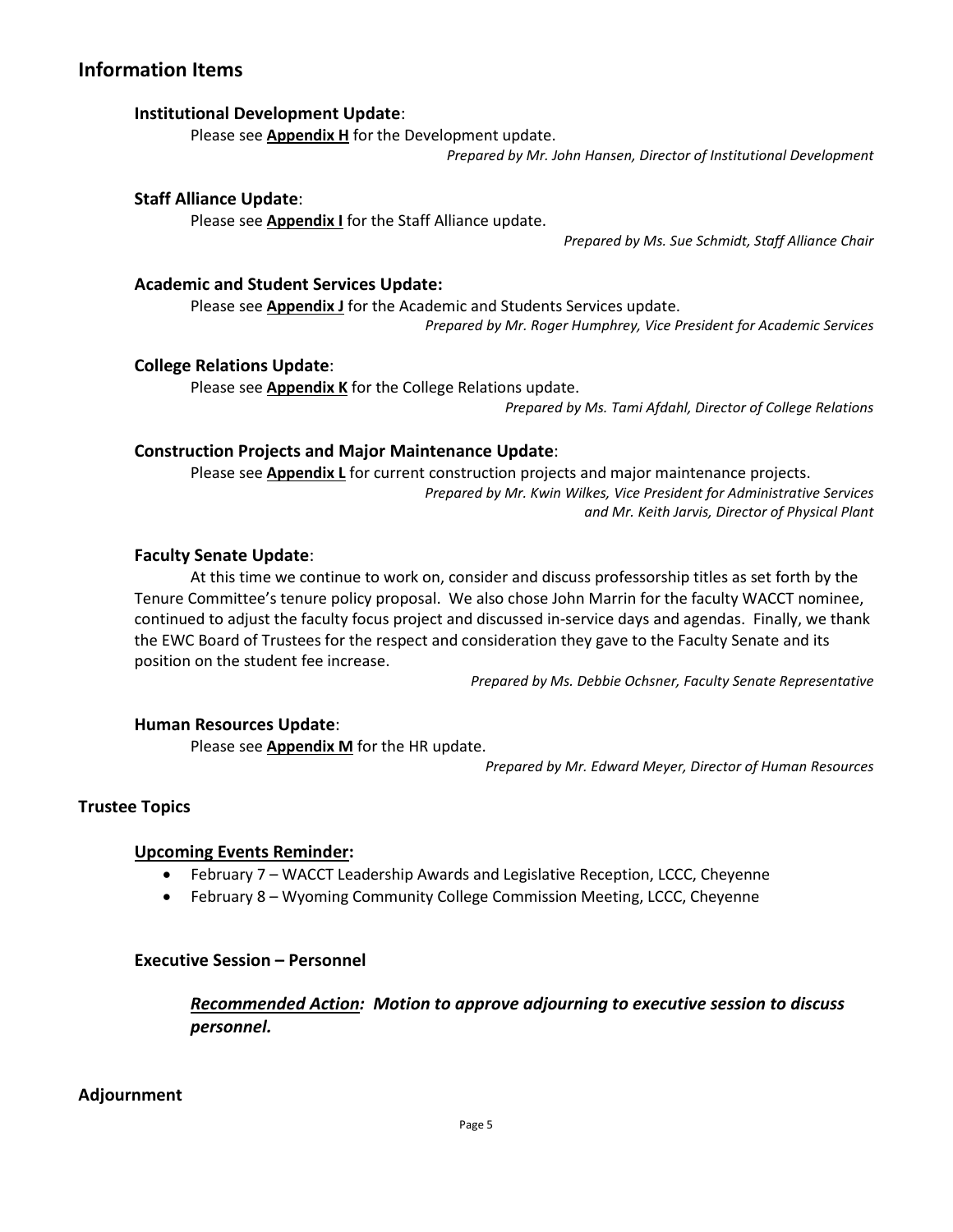## Information Items

### Institutional Development Update:

Please see **Appendix H** for the Development update.

*Prepared by Mr. John Hansen, Director of Institutional Development*

### Staff Alliance Update:

Please see **Appendix I** for the Staff Alliance update.

*Prepared by Ms. Sue Schmidt, Staff Alliance Chair*

### Academic and Student Services Update:

Please see **Appendix J** for the Academic and Students Services update.

*Prepared by Mr. Roger Humphrey, Vice President for Academic Services*

### College Relations Update:

Please see **Appendix K** for the College Relations update.

*Prepared by Ms. Tami Afdahl, Director of College Relations*

### Construction Projects and Major Maintenance Update:

Please see **Appendix L** for current construction projects and major maintenance projects.

*Prepared by Mr. Kwin Wilkes, Vice President for Administrative Services and Mr. Keith Jarvis, Director of Physical Plant*

### Faculty Senate Update:

At this time we continue to work on, consider and discuss professorship titles as set forth by the Tenure Committee's tenure policy proposal. We also chose John Marrin for the faculty WACCT nominee, continued to adjust the faculty focus project and discussed in-service days and agendas. Finally, we thank the EWC Board of Trustees for the respect and consideration they gave to the Faculty Senate and its position on the student fee increase.

*Prepared by Ms. Debbie Ochsner, Faculty Senate Representative*

### Human Resources Update:

Please see **Appendix M** for the HR update.

*Prepared by Mr. Edward Meyer, Director of Human Resources*

## Trustee Topics

### Upcoming Events Reminder:

- February 7 – WACCT Leadership Awards and Legislative Reception, LCCC, Cheyenne
- February 8 – Wyoming Community College Commission Meeting, LCCC, Cheyenne

## Executive Session – Personnel

***Recommended Action:* *Motion to approve adjourning to executive session to discuss personnel.***

## Adjournment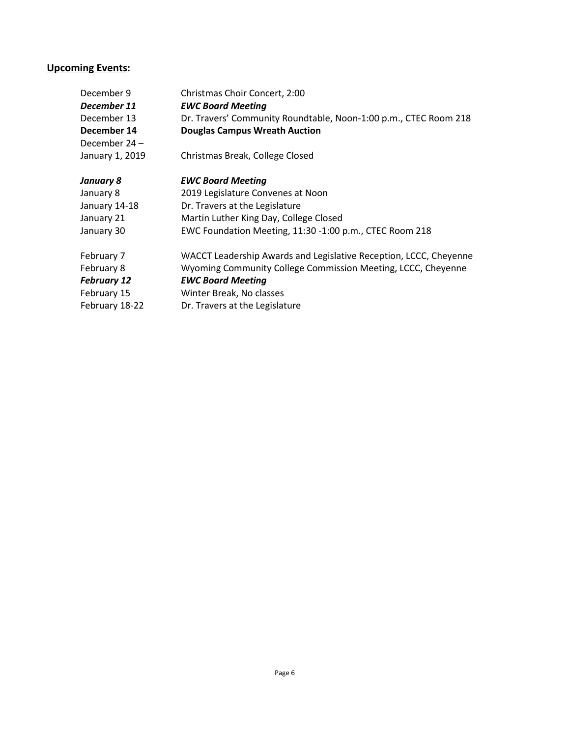**<u>Upcoming Events</u>:**

| | |
|---|---|
| December 9 | Christmas Choir Concert, 2:00 |
| ***December 11*** | ***EWC Board Meeting*** |
| December 13 | Dr. Travers' Community Roundtable, Noon-1:00 p.m., CTEC Room 218 |
| **December 14** | **Douglas Campus Wreath Auction** |
| December 24 – January 1, 2019 | Christmas Break, College Closed |
| ***January 8*** | ***EWC Board Meeting*** |
| January 8 | 2019 Legislature Convenes at Noon |
| January 14-18 | Dr. Travers at the Legislature |
| January 21 | Martin Luther King Day, College Closed |
| January 30 | EWC Foundation Meeting, 11:30 -1:00 p.m., CTEC Room 218 |
| February 7 | WACCT Leadership Awards and Legislative Reception, LCCC, Cheyenne |
| February 8 | Wyoming Community College Commission Meeting, LCCC, Cheyenne |
| ***February 12*** | ***EWC Board Meeting*** |
| February 15 | Winter Break, No classes |
| February 18-22 | Dr. Travers at the Legislature |